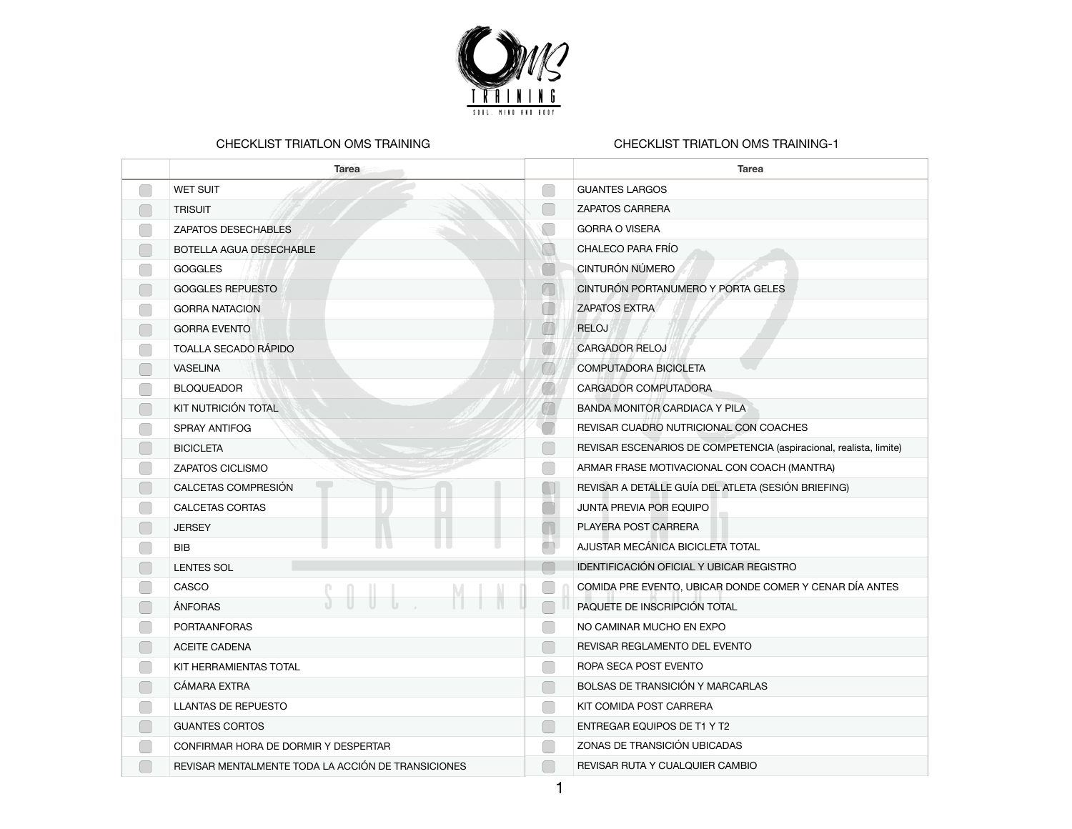## CHECKLIST TRIATLON OMS TRAINING

| | Tarea |
|---|---|
| ☐ | WET SUIT |
| ☐ | TRISUIT |
| ☐ | ZAPATOS DESECHABLES |
| ☐ | BOTELLA AGUA DESECHABLE |
| ☐ | GOGGLES |
| ☐ | GOGGLES REPUESTO |
| ☐ | GORRA NATACION |
| ☐ | GORRA EVENTO |
| ☐ | TOALLA SECADO RÁPIDO |
| ☐ | VASELINA |
| ☐ | BLOQUEADOR |
| ☐ | KIT NUTRICIÓN TOTAL |
| ☐ | SPRAY ANTIFOG |
| ☐ | BICICLETA |
| ☐ | ZAPATOS CICLISMO |
| ☐ | CALCETAS COMPRESIÓN |
| ☐ | CALCETAS CORTAS |
| ☐ | JERSEY |
| ☐ | BIB |
| ☐ | LENTES SOL |
| ☐ | CASCO |
| ☐ | ÁNFORAS |
| ☐ | PORTAANFORAS |
| ☐ | ACEITE CADENA |
| ☐ | KIT HERRAMIENTAS TOTAL |
| ☐ | CÁMARA EXTRA |
| ☐ | LLANTAS DE REPUESTO |
| ☐ | GUANTES CORTOS |
| ☐ | CONFIRMAR HORA DE DORMIR Y DESPERTAR |
| ☐ | REVISAR MENTALMENTE TODA LA ACCIÓN DE TRANSICIONES |

## CHECKLIST TRIATLON OMS TRAINING-1

| | Tarea |
|---|---|
| ☐ | GUANTES LARGOS |
| ☐ | ZAPATOS CARRERA |
| ☐ | GORRA O VISERA |
| ☐ | CHALECO PARA FRÍO |
| ☐ | CINTURÓN NÚMERO |
| ☐ | CINTURÓN PORTANUMERO Y PORTA GELES |
| ☐ | ZAPATOS EXTRA |
| ☐ | RELOJ |
| ☐ | CARGADOR RELOJ |
| ☐ | COMPUTADORA BICICLETA |
| ☐ | CARGADOR COMPUTADORA |
| ☐ | BANDA MONITOR CARDIACA Y PILA |
| ☐ | REVISAR CUADRO NUTRICIONAL CON COACHES |
| ☐ | REVISAR ESCENARIOS DE COMPETENCIA (aspiracional, realista, limite) |
| ☐ | ARMAR FRASE MOTIVACIONAL CON COACH (MANTRA) |
| ☐ | REVISAR A DETALLE GUÍA DEL ATLETA (SESIÓN BRIEFING) |
| ☐ | JUNTA PREVIA POR EQUIPO |
| ☐ | PLAYERA POST CARRERA |
| ☐ | AJUSTAR MECÁNICA BICICLETA TOTAL |
| ☐ | IDENTIFICACIÓN OFICIAL Y UBICAR REGISTRO |
| ☐ | COMIDA PRE EVENTO, UBICAR DONDE COMER Y CENAR DÍA ANTES |
| ☐ | PAQUETE DE INSCRIPCIÓN TOTAL |
| ☐ | NO CAMINAR MUCHO EN EXPO |
| ☐ | REVISAR REGLAMENTO DEL EVENTO |
| ☐ | ROPA SECA POST EVENTO |
| ☐ | BOLSAS DE TRANSICIÓN Y MARCARLAS |
| ☐ | KIT COMIDA POST CARRERA |
| ☐ | ENTREGAR EQUIPOS DE T1 Y T2 |
| ☐ | ZONAS DE TRANSICIÓN UBICADAS |
| ☐ | REVISAR RUTA Y CUALQUIER CAMBIO |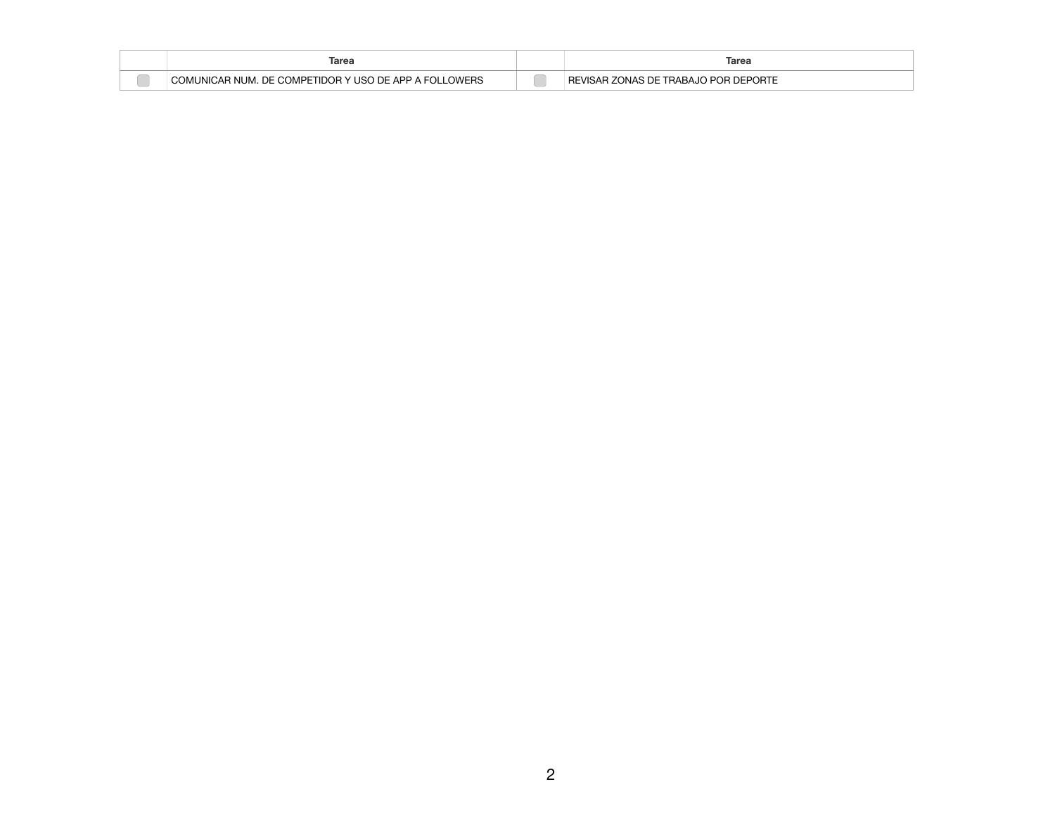| | Tarea | | Tarea |
| --- | --- | --- | --- |
| ☐ | COMUNICAR NUM. DE COMPETIDOR Y USO DE APP A FOLLOWERS | ☐ | REVISAR ZONAS DE TRABAJO POR DEPORTE |